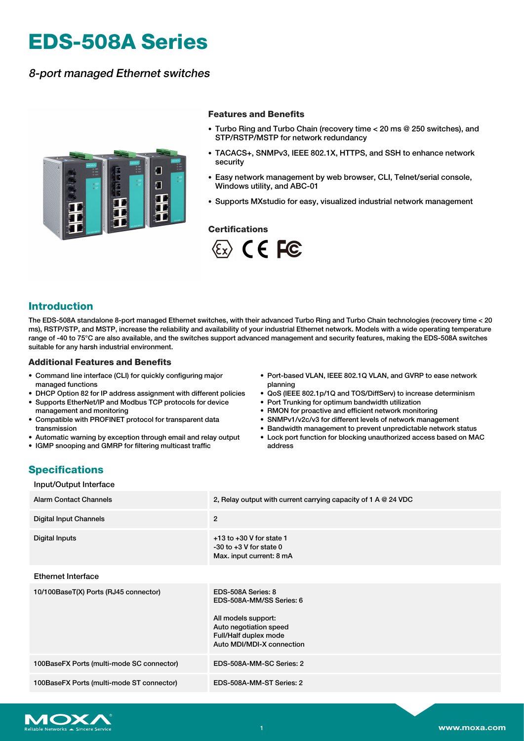# EDS-508A Series

*8-port managed Ethernet switches*

### Features and Benefits

- Turbo Ring and Turbo Chain (recovery time < 20 ms @ 250 switches), and STP/RSTP/MSTP for network redundancy
- TACACS+, SNMPv3, IEEE 802.1X, HTTPS, and SSH to enhance network security
- Easy network management by web browser, CLI, Telnet/serial console, Windows utility, and ABC-01
- Supports MXstudio for easy, visualized industrial network management

### Certifications

## Introduction

The EDS-508A standalone 8-port managed Ethernet switches, with their advanced Turbo Ring and Turbo Chain technologies (recovery time < 20 ms), RSTP/STP, and MSTP, increase the reliability and availability of your industrial Ethernet network. Models with a wide operating temperature range of -40 to 75°C are also available, and the switches support advanced management and security features, making the EDS-508A switches suitable for any harsh industrial environment.

### Additional Features and Benefits

- Command line interface (CLI) for quickly configuring major managed functions
- DHCP Option 82 for IP address assignment with different policies
- Supports EtherNet/IP and Modbus TCP protocols for device management and monitoring
- Compatible with PROFINET protocol for transparent data transmission
- Automatic warning by exception through email and relay output
- IGMP snooping and GMRP for filtering multicast traffic
- Port-based VLAN, IEEE 802.1Q VLAN, and GVRP to ease network planning
- QoS (IEEE 802.1p/1Q and TOS/DiffServ) to increase determinism
- Port Trunking for optimum bandwidth utilization
- RMON for proactive and efficient network monitoring
- SNMPv1/v2c/v3 for different levels of network management
- Bandwidth management to prevent unpredictable network status
- Lock port function for blocking unauthorized access based on MAC address

## Specifications

### Input/Output Interface

| | |
|---|---|
| Alarm Contact Channels | 2, Relay output with current carrying capacity of 1 A @ 24 VDC |
| Digital Input Channels | 2 |
| Digital Inputs | +13 to +30 V for state 1<br>-30 to +3 V for state 0<br>Max. input current: 8 mA |

### Ethernet Interface

| | |
|---|---|
| 10/100BaseT(X) Ports (RJ45 connector) | EDS-508A Series: 8<br>EDS-508A-MM/SS Series: 6<br><br>All models support:<br>Auto negotiation speed<br>Full/Half duplex mode<br>Auto MDI/MDI-X connection |
| 100BaseFX Ports (multi-mode SC connector) | EDS-508A-MM-SC Series: 2 |
| 100BaseFX Ports (multi-mode ST connector) | EDS-508A-MM-ST Series: 2 |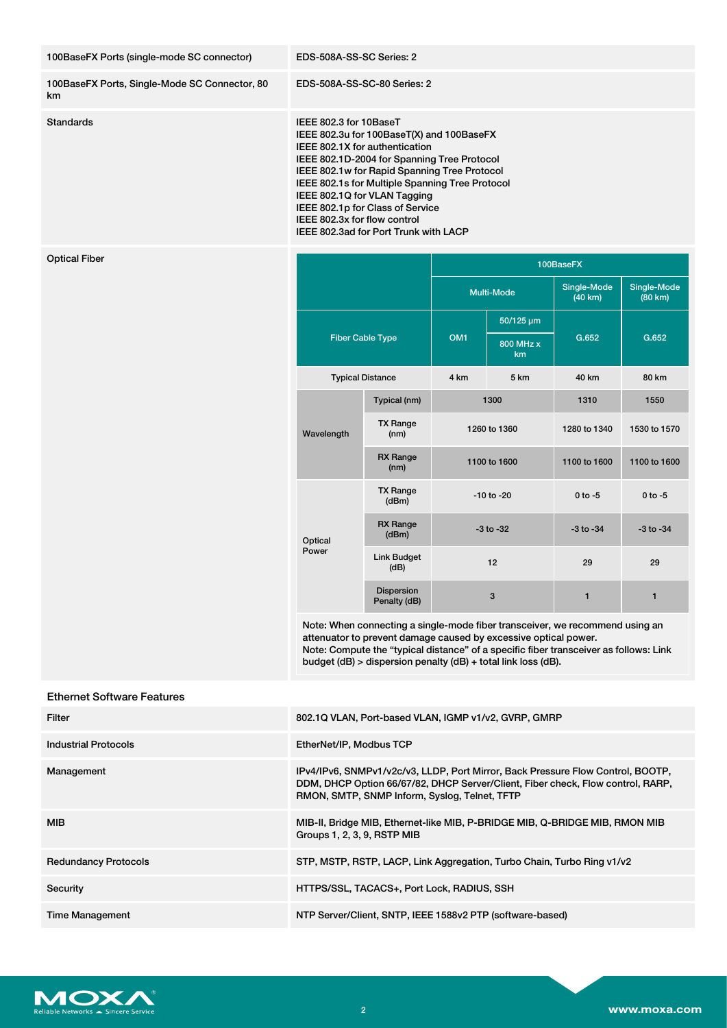| | |
|---|---|
| 100BaseFX Ports (single-mode SC connector) | EDS-508A-SS-SC Series: 2 |
| 100BaseFX Ports, Single-Mode SC Connector, 80 km | EDS-508A-SS-SC-80 Series: 2 |
| Standards | IEEE 802.3 for 10BaseT<br>IEEE 802.3u for 100BaseT(X) and 100BaseFX<br>IEEE 802.1X for authentication<br>IEEE 802.1D-2004 for Spanning Tree Protocol<br>IEEE 802.1w for Rapid Spanning Tree Protocol<br>IEEE 802.1s for Multiple Spanning Tree Protocol<br>IEEE 802.1Q for VLAN Tagging<br>IEEE 802.1p for Class of Service<br>IEEE 802.3x for flow control<br>IEEE 802.3ad for Port Trunk with LACP |

**Optical Fiber**

| | | 100BaseFX | | | |
|---|---|---|---|---|---|
| | | Multi-Mode | | Single-Mode (40 km) | Single-Mode (80 km) |
| Fiber Cable Type | | OM1 | 50/125 µm 800 MHz x km | G.652 | G.652 |
| Typical Distance | | 4 km | 5 km | 40 km | 80 km |
| Wavelength | Typical (nm) | 1300 | | 1310 | 1550 |
| | TX Range (nm) | 1260 to 1360 | | 1280 to 1340 | 1530 to 1570 |
| | RX Range (nm) | 1100 to 1600 | | 1100 to 1600 | 1100 to 1600 |
| Optical Power | TX Range (dBm) | -10 to -20 | | 0 to -5 | 0 to -5 |
| | RX Range (dBm) | -3 to -32 | | -3 to -34 | -3 to -34 |
| | Link Budget (dB) | 12 | | 29 | 29 |
| | Dispersion Penalty (dB) | 3 | | 1 | 1 |

Note: When connecting a single-mode fiber transceiver, we recommend using an attenuator to prevent damage caused by excessive optical power.
Note: Compute the "typical distance" of a specific fiber transceiver as follows: Link budget (dB) > dispersion penalty (dB) + total link loss (dB).

## Ethernet Software Features

| | |
|---|---|
| Filter | 802.1Q VLAN, Port-based VLAN, IGMP v1/v2, GVRP, GMRP |
| Industrial Protocols | EtherNet/IP, Modbus TCP |
| Management | IPv4/IPv6, SNMPv1/v2c/v3, LLDP, Port Mirror, Back Pressure Flow Control, BOOTP, DDM, DHCP Option 66/67/82, DHCP Server/Client, Fiber check, Flow control, RARP, RMON, SMTP, SNMP Inform, Syslog, Telnet, TFTP |
| MIB | MIB-II, Bridge MIB, Ethernet-like MIB, P-BRIDGE MIB, Q-BRIDGE MIB, RMON MIB Groups 1, 2, 3, 9, RSTP MIB |
| Redundancy Protocols | STP, MSTP, RSTP, LACP, Link Aggregation, Turbo Chain, Turbo Ring v1/v2 |
| Security | HTTPS/SSL, TACACS+, Port Lock, RADIUS, SSH |
| Time Management | NTP Server/Client, SNTP, IEEE 1588v2 PTP (software-based) |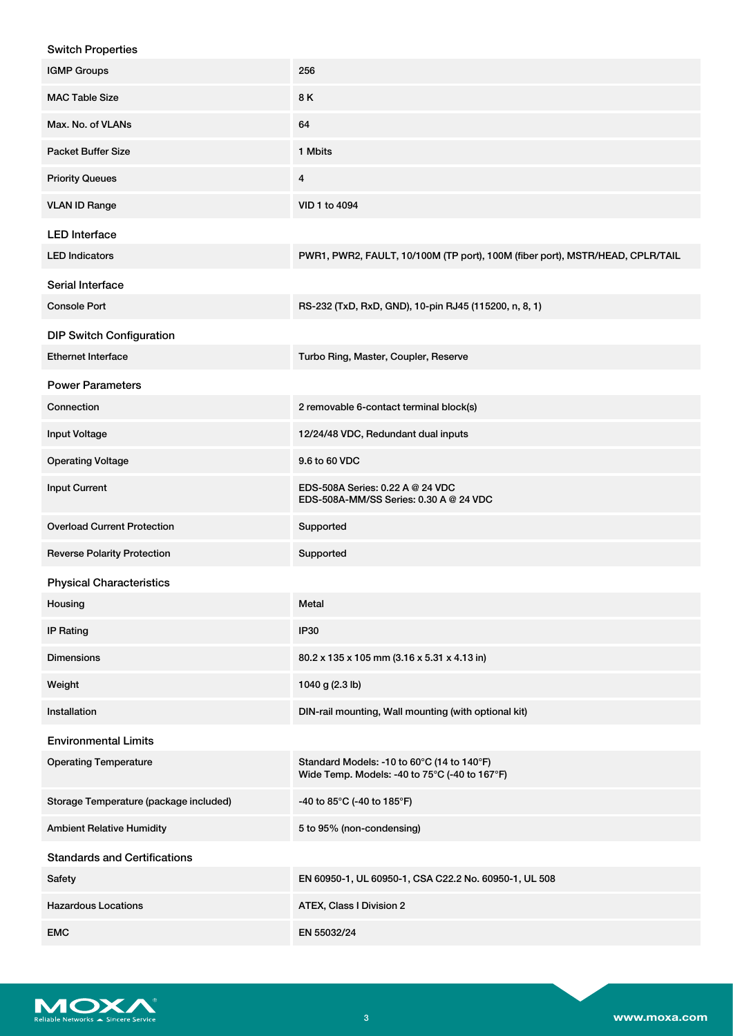## Switch Properties

| | |
|---|---|
| IGMP Groups | 256 |
| MAC Table Size | 8 K |
| Max. No. of VLANs | 64 |
| Packet Buffer Size | 1 Mbits |
| Priority Queues | 4 |
| VLAN ID Range | VID 1 to 4094 |

## LED Interface

| | |
|---|---|
| LED Indicators | PWR1, PWR2, FAULT, 10/100M (TP port), 100M (fiber port), MSTR/HEAD, CPLR/TAIL |

## Serial Interface

| | |
|---|---|
| Console Port | RS-232 (TxD, RxD, GND), 10-pin RJ45 (115200, n, 8, 1) |

## DIP Switch Configuration

| | |
|---|---|
| Ethernet Interface | Turbo Ring, Master, Coupler, Reserve |

## Power Parameters

| | |
|---|---|
| Connection | 2 removable 6-contact terminal block(s) |
| Input Voltage | 12/24/48 VDC, Redundant dual inputs |
| Operating Voltage | 9.6 to 60 VDC |
| Input Current | EDS-508A Series: 0.22 A @ 24 VDC<br>EDS-508A-MM/SS Series: 0.30 A @ 24 VDC |
| Overload Current Protection | Supported |
| Reverse Polarity Protection | Supported |

## Physical Characteristics

| | |
|---|---|
| Housing | Metal |
| IP Rating | IP30 |
| Dimensions | 80.2 x 135 x 105 mm (3.16 x 5.31 x 4.13 in) |
| Weight | 1040 g (2.3 lb) |
| Installation | DIN-rail mounting, Wall mounting (with optional kit) |

## Environmental Limits

| | |
|---|---|
| Operating Temperature | Standard Models: -10 to 60°C (14 to 140°F)<br>Wide Temp. Models: -40 to 75°C (-40 to 167°F) |
| Storage Temperature (package included) | -40 to 85°C (-40 to 185°F) |
| Ambient Relative Humidity | 5 to 95% (non-condensing) |

## Standards and Certifications

| | |
|---|---|
| Safety | EN 60950-1, UL 60950-1, CSA C22.2 No. 60950-1, UL 508 |
| Hazardous Locations | ATEX, Class I Division 2 |
| EMC | EN 55032/24 |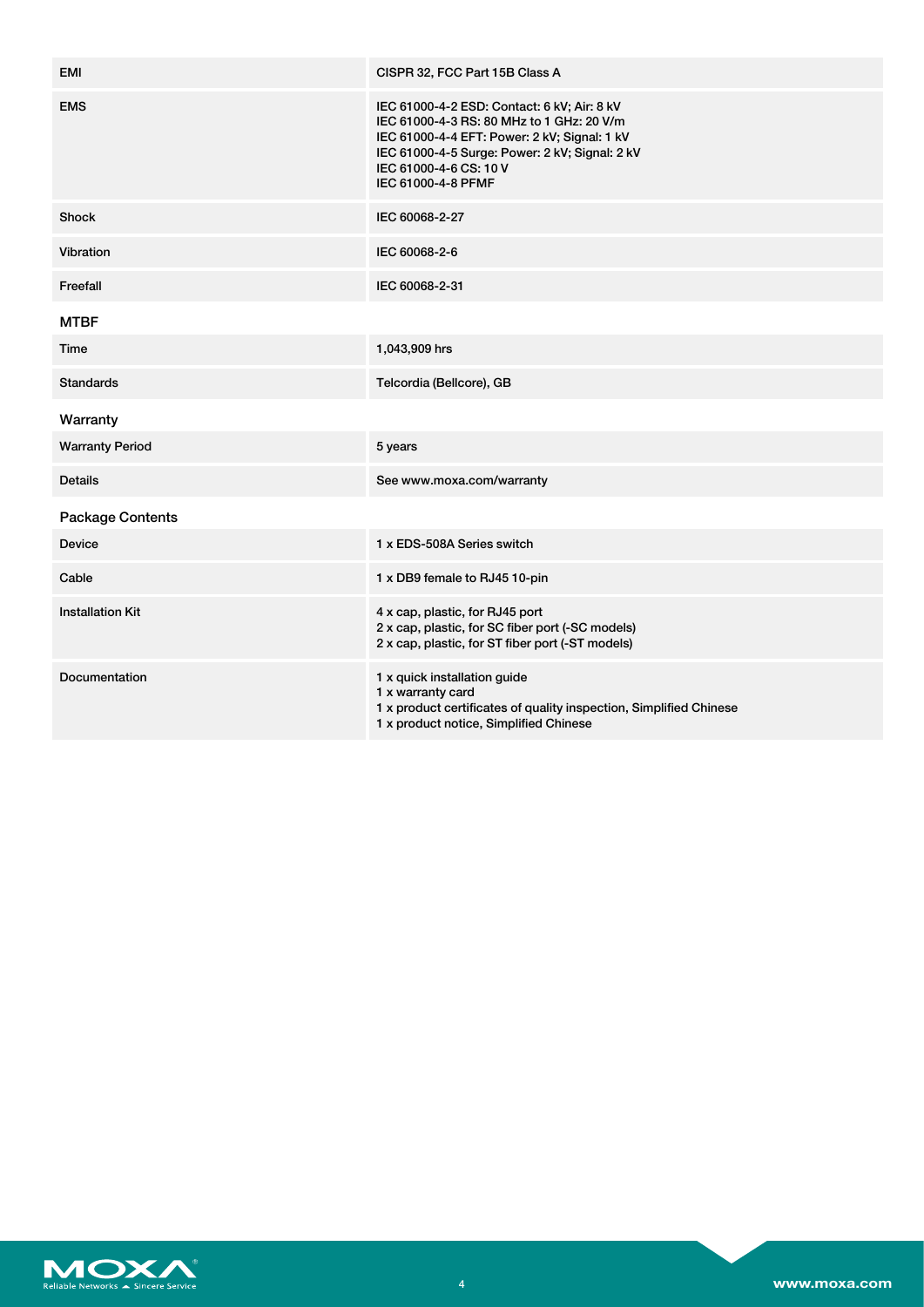| | |
|---|---|
| EMI | CISPR 32, FCC Part 15B Class A |
| EMS | IEC 61000-4-2 ESD: Contact: 6 kV; Air: 8 kV<br>IEC 61000-4-3 RS: 80 MHz to 1 GHz: 20 V/m<br>IEC 61000-4-4 EFT: Power: 2 kV; Signal: 1 kV<br>IEC 61000-4-5 Surge: Power: 2 kV; Signal: 2 kV<br>IEC 61000-4-6 CS: 10 V<br>IEC 61000-4-8 PFMF |
| Shock | IEC 60068-2-27 |
| Vibration | IEC 60068-2-6 |
| Freefall | IEC 60068-2-31 |

## MTBF

| | |
|---|---|
| Time | 1,043,909 hrs |
| Standards | Telcordia (Bellcore), GB |

## Warranty

| | |
|---|---|
| Warranty Period | 5 years |
| Details | See www.moxa.com/warranty |

## Package Contents

| | |
|---|---|
| Device | 1 x EDS-508A Series switch |
| Cable | 1 x DB9 female to RJ45 10-pin |
| Installation Kit | 4 x cap, plastic, for RJ45 port<br>2 x cap, plastic, for SC fiber port (-SC models)<br>2 x cap, plastic, for ST fiber port (-ST models) |
| Documentation | 1 x quick installation guide<br>1 x warranty card<br>1 x product certificates of quality inspection, Simplified Chinese<br>1 x product notice, Simplified Chinese |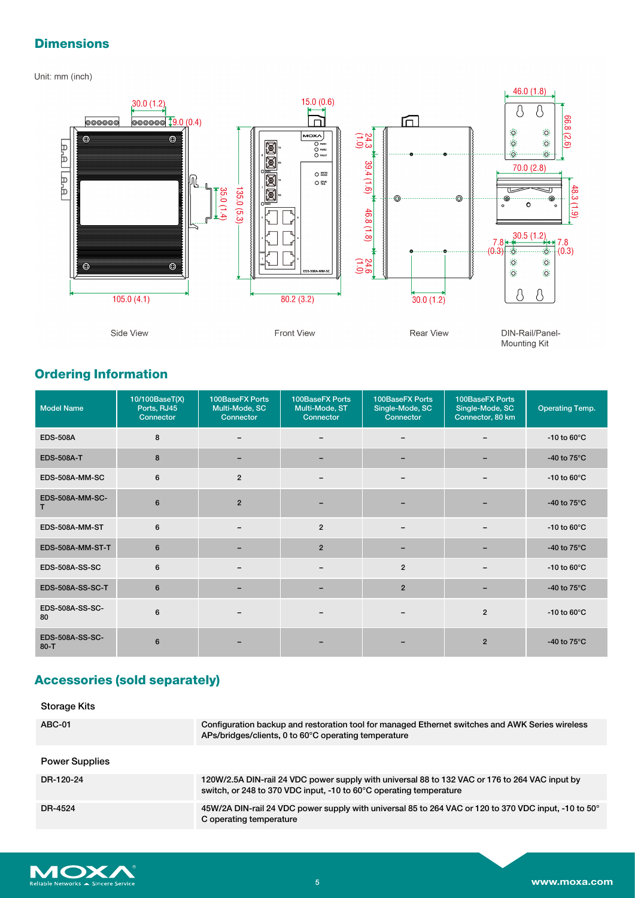## Dimensions

Unit: mm (inch)

Side View

Front View

Rear View

DIN-Rail/Panel-Mounting Kit

## Ordering Information

| Model Name | 10/100BaseT(X) Ports, RJ45 Connector | 100BaseFX Ports Multi-Mode, SC Connector | 100BaseFX Ports Multi-Mode, ST Connector | 100BaseFX Ports Single-Mode, SC Connector | 100BaseFX Ports Single-Mode, SC Connector, 80 km | Operating Temp. |
|---|---|---|---|---|---|---|
| EDS-508A | 8 | – | – | – | – | -10 to 60°C |
| EDS-508A-T | 8 | – | – | – | – | -40 to 75°C |
| EDS-508A-MM-SC | 6 | 2 | – | – | – | -10 to 60°C |
| EDS-508A-MM-SC-T | 6 | 2 | – | – | – | -40 to 75°C |
| EDS-508A-MM-ST | 6 | – | 2 | – | – | -10 to 60°C |
| EDS-508A-MM-ST-T | 6 | – | 2 | – | – | -40 to 75°C |
| EDS-508A-SS-SC | 6 | – | – | 2 | – | -10 to 60°C |
| EDS-508A-SS-SC-T | 6 | – | – | 2 | – | -40 to 75°C |
| EDS-508A-SS-SC-80 | 6 | – | – | – | 2 | -10 to 60°C |
| EDS-508A-SS-SC-80-T | 6 | – | – | – | 2 | -40 to 75°C |

## Accessories (sold separately)

### Storage Kits

| | |
|---|---|
| ABC-01 | Configuration backup and restoration tool for managed Ethernet switches and AWK Series wireless APs/bridges/clients, 0 to 60°C operating temperature |

### Power Supplies

| | |
|---|---|
| DR-120-24 | 120W/2.5A DIN-rail 24 VDC power supply with universal 88 to 132 VAC or 176 to 264 VAC input by switch, or 248 to 370 VDC input, -10 to 60°C operating temperature |
| DR-4524 | 45W/2A DIN-rail 24 VDC power supply with universal 85 to 264 VAC or 120 to 370 VDC input, -10 to 50°C operating temperature |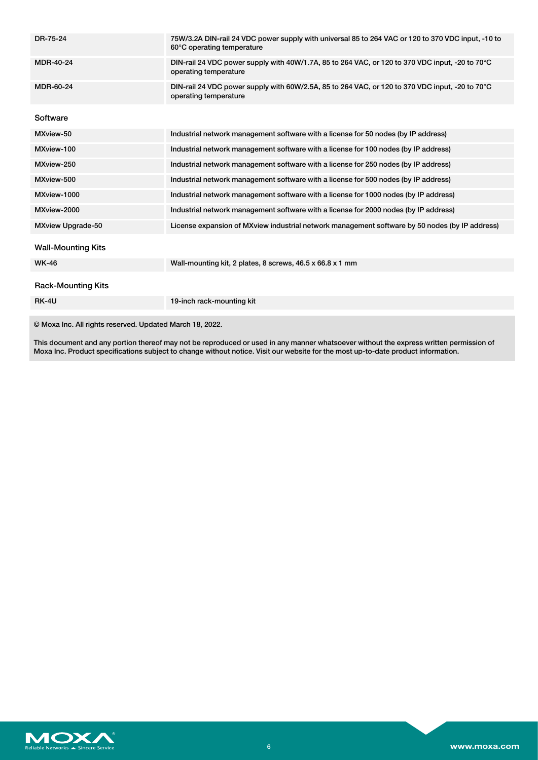| | |
|---|---|
| DR-75-24 | 75W/3.2A DIN-rail 24 VDC power supply with universal 85 to 264 VAC or 120 to 370 VDC input, -10 to 60°C operating temperature |
| MDR-40-24 | DIN-rail 24 VDC power supply with 40W/1.7A, 85 to 264 VAC, or 120 to 370 VDC input, -20 to 70°C operating temperature |
| MDR-60-24 | DIN-rail 24 VDC power supply with 60W/2.5A, 85 to 264 VAC, or 120 to 370 VDC input, -20 to 70°C operating temperature |

### Software

| | |
|---|---|
| MXview-50 | Industrial network management software with a license for 50 nodes (by IP address) |
| MXview-100 | Industrial network management software with a license for 100 nodes (by IP address) |
| MXview-250 | Industrial network management software with a license for 250 nodes (by IP address) |
| MXview-500 | Industrial network management software with a license for 500 nodes (by IP address) |
| MXview-1000 | Industrial network management software with a license for 1000 nodes (by IP address) |
| MXview-2000 | Industrial network management software with a license for 2000 nodes (by IP address) |
| MXview Upgrade-50 | License expansion of MXview industrial network management software by 50 nodes (by IP address) |

### Wall-Mounting Kits

| | |
|---|---|
| WK-46 | Wall-mounting kit, 2 plates, 8 screws, 46.5 x 66.8 x 1 mm |

### Rack-Mounting Kits

| | |
|---|---|
| RK-4U | 19-inch rack-mounting kit |

© Moxa Inc. All rights reserved. Updated March 18, 2022.

This document and any portion thereof may not be reproduced or used in any manner whatsoever without the express written permission of Moxa Inc. Product specifications subject to change without notice. Visit our website for the most up-to-date product information.